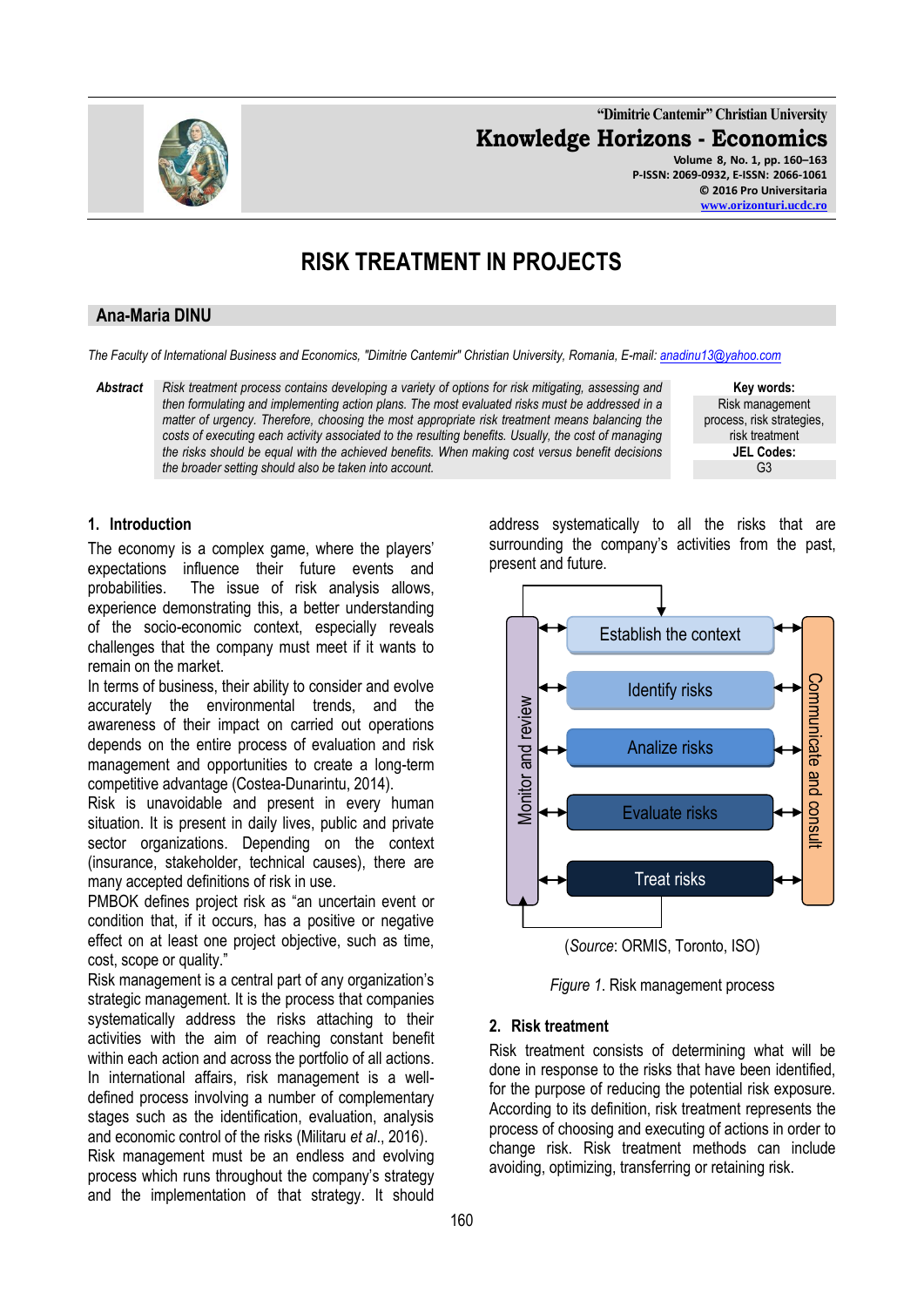# RISK TREATMENT IN PROJECTS

## Ana-Maria DINU

*The Faculty of International Business and Economics, "Dimitrie Cantemir" Christian University, Romania, E-mail: anadinu13@yahoo.com*

**Abstract** *Risk treatment process contains developing a variety of options for risk mitigating, assessing and then formulating and implementing action plans. The most evaluated risks must be addressed in a matter of urgency. Therefore, choosing the most appropriate risk treatment means balancing the costs of executing each activity associated to the resulting benefits. Usually, the cost of managing the risks should be equal with the achieved benefits. When making cost versus benefit decisions the broader setting should also be taken into account.*

**Key words:** Risk management process, risk strategies, risk treatment

**JEL Codes:** G3

### 1. Introduction

The economy is a complex game, where the players' expectations influence their future events and probabilities. The issue of risk analysis allows, experience demonstrating this, a better understanding of the socio-economic context, especially reveals challenges that the company must meet if it wants to remain on the market.

In terms of business, their ability to consider and evolve accurately the environmental trends, and the awareness of their impact on carried out operations depends on the entire process of evaluation and risk management and opportunities to create a long-term competitive advantage (Costea-Dunarintu, 2014).

Risk is unavoidable and present in every human situation. It is present in daily lives, public and private sector organizations. Depending on the context (insurance, stakeholder, technical causes), there are many accepted definitions of risk in use.

PMBOK defines project risk as "an uncertain event or condition that, if it occurs, has a positive or negative effect on at least one project objective, such as time, cost, scope or quality."

Risk management is a central part of any organization's strategic management. It is the process that companies systematically address the risks attaching to their activities with the aim of reaching constant benefit within each action and across the portfolio of all actions. In international affairs, risk management is a well-defined process involving a number of complementary stages such as the identification, evaluation, analysis and economic control of the risks (Militaru *et al*., 2016).

Risk management must be an endless and evolving process which runs throughout the company's strategy and the implementation of that strategy. It should address systematically to all the risks that are surrounding the company's activities from the past, present and future.

Establish the context

Identify risks

Analize risks

Evaluate risks

Treat risks

Monitor and review

Communicate and consult

(*Source*: ORMIS, Toronto, ISO)

*Figure 1.* Risk management process

### 2. Risk treatment

Risk treatment consists of determining what will be done in response to the risks that have been identified, for the purpose of reducing the potential risk exposure. According to its definition, risk treatment represents the process of choosing and executing of actions in order to change risk. Risk treatment methods can include avoiding, optimizing, transferring or retaining risk.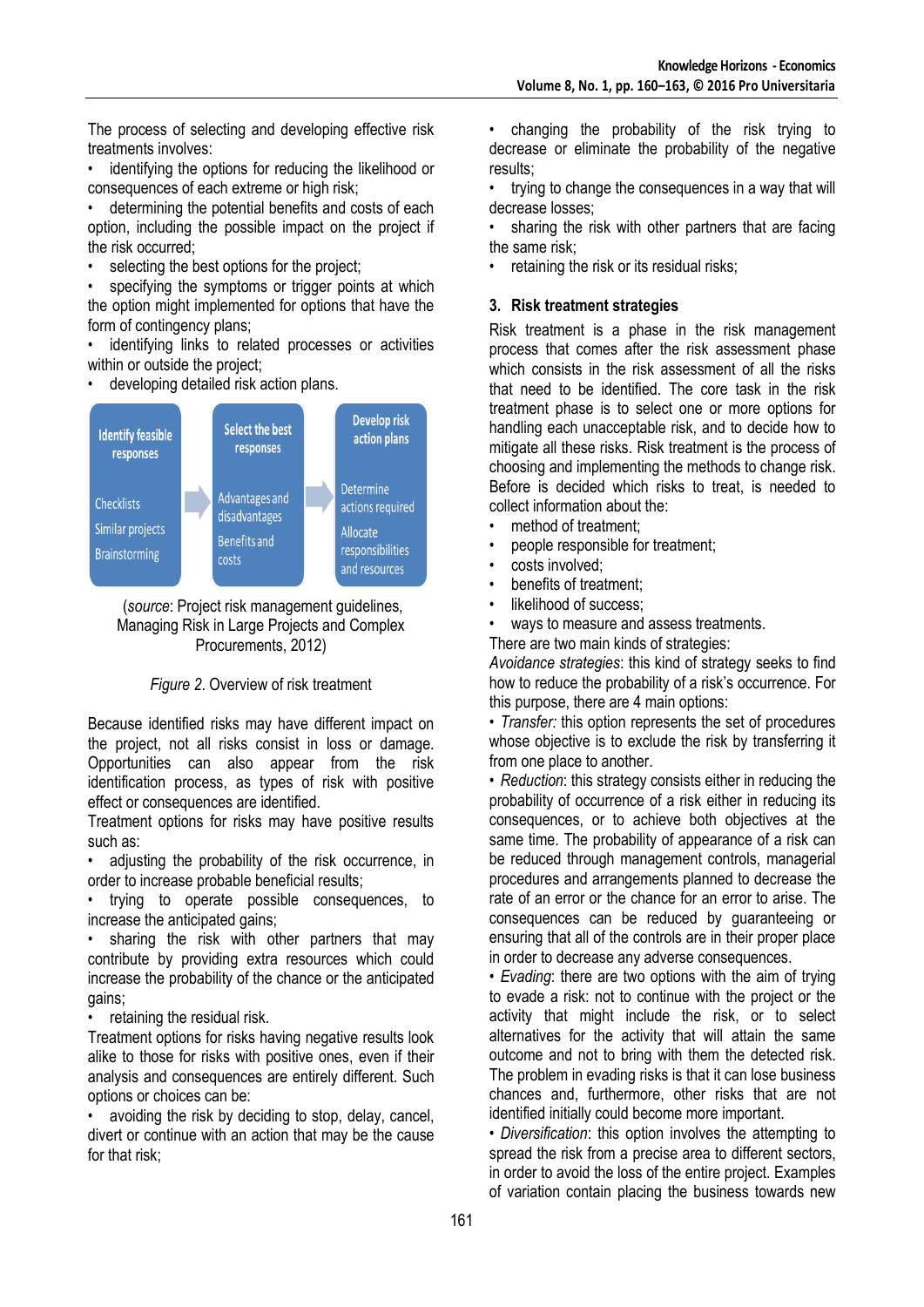The process of selecting and developing effective risk treatments involves:

- identifying the options for reducing the likelihood or consequences of each extreme or high risk;
- determining the potential benefits and costs of each option, including the possible impact on the project if the risk occurred;
- selecting the best options for the project;
- specifying the symptoms or trigger points at which the option might implemented for options that have the form of contingency plans;
- identifying links to related processes or activities within or outside the project;
- developing detailed risk action plans.

| Identify feasible responses | Select the best responses | Develop risk action plans |
| --- | --- | --- |
| Checklists<br>Similar projects<br>Brainstorming | Advantages and disadvantages<br>Benefits and costs | Determine actions required<br>Allocate responsibilities and resources |

(*source*: Project risk management guidelines, Managing Risk in Large Projects and Complex Procurements, 2012)

*Figure 2.* Overview of risk treatment

Because identified risks may have different impact on the project, not all risks consist in loss or damage. Opportunities can also appear from the risk identification process, as types of risk with positive effect or consequences are identified.

Treatment options for risks may have positive results such as:

- adjusting the probability of the risk occurrence, in order to increase probable beneficial results;
- trying to operate possible consequences, to increase the anticipated gains;
- sharing the risk with other partners that may contribute by providing extra resources which could increase the probability of the chance or the anticipated gains;
- retaining the residual risk.

Treatment options for risks having negative results look alike to those for risks with positive ones, even if their analysis and consequences are entirely different. Such options or choices can be:

- avoiding the risk by deciding to stop, delay, cancel, divert or continue with an action that may be the cause for that risk;
- changing the probability of the risk trying to decrease or eliminate the probability of the negative results;
- trying to change the consequences in a way that will decrease losses;
- sharing the risk with other partners that are facing the same risk;
- retaining the risk or its residual risks;

## 3. Risk treatment strategies

Risk treatment is a phase in the risk management process that comes after the risk assessment phase which consists in the risk assessment of all the risks that need to be identified. The core task in the risk treatment phase is to select one or more options for handling each unacceptable risk, and to decide how to mitigate all these risks. Risk treatment is the process of choosing and implementing the methods to change risk. Before is decided which risks to treat, is needed to collect information about the:

- method of treatment;
- people responsible for treatment;
- costs involved;
- benefits of treatment;
- likelihood of success;
- ways to measure and assess treatments.

There are two main kinds of strategies:

*Avoidance strategies*: this kind of strategy seeks to find how to reduce the probability of a risk's occurrence. For this purpose, there are 4 main options:

• *Transfer:* this option represents the set of procedures whose objective is to exclude the risk by transferring it from one place to another.

• *Reduction*: this strategy consists either in reducing the probability of occurrence of a risk either in reducing its consequences, or to achieve both objectives at the same time. The probability of appearance of a risk can be reduced through management controls, managerial procedures and arrangements planned to decrease the rate of an error or the chance for an error to arise. The consequences can be reduced by guaranteeing or ensuring that all of the controls are in their proper place in order to decrease any adverse consequences.

• *Evading*: there are two options with the aim of trying to evade a risk: not to continue with the project or the activity that might include the risk, or to select alternatives for the activity that will attain the same outcome and not to bring with them the detected risk. The problem in evading risks is that it can lose business chances and, furthermore, other risks that are not identified initially could become more important.

• *Diversification*: this option involves the attempting to spread the risk from a precise area to different sectors, in order to avoid the loss of the entire project. Examples of variation contain placing the business towards new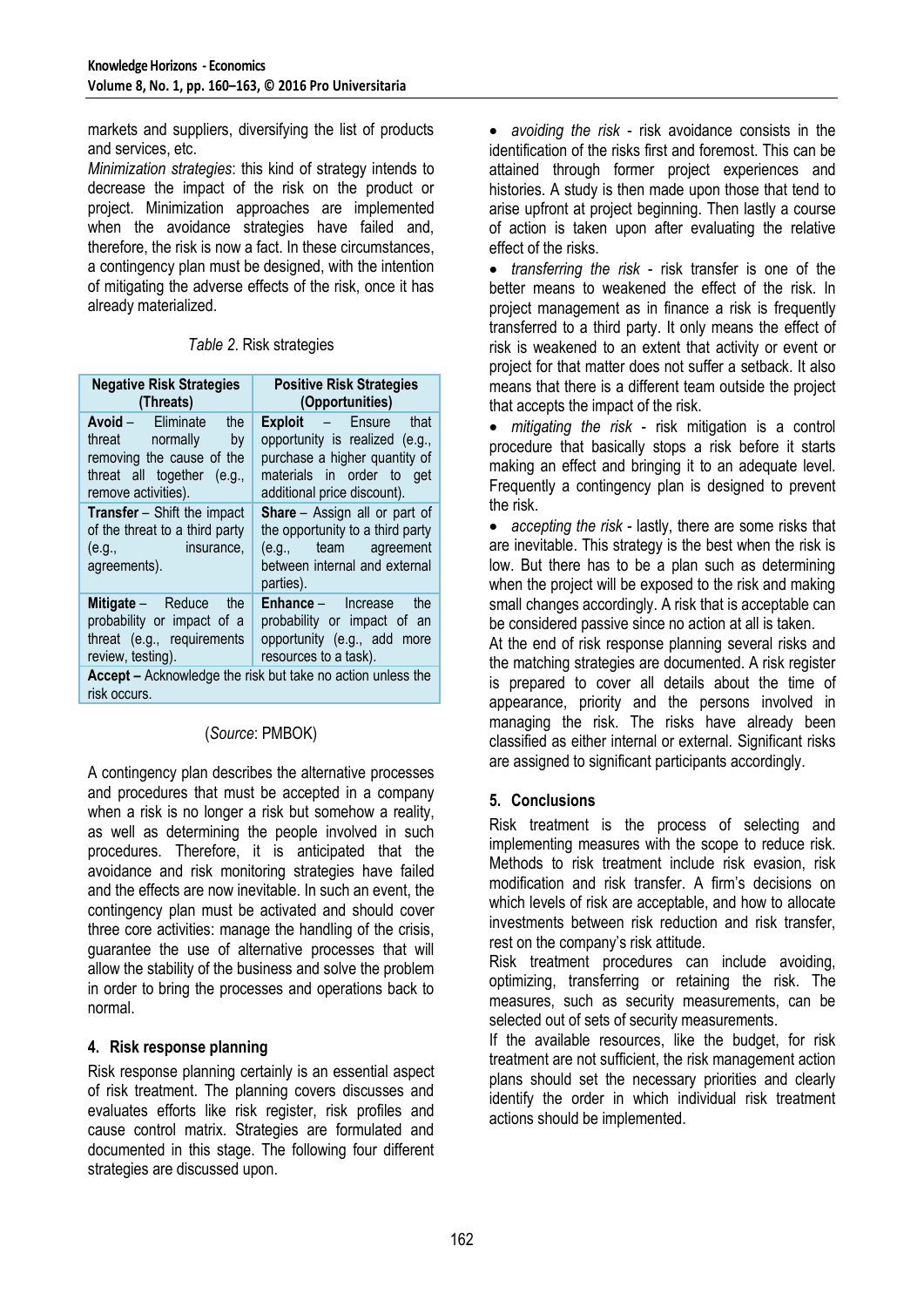markets and suppliers, diversifying the list of products and services, etc.

*Minimization strategies*: this kind of strategy intends to decrease the impact of the risk on the product or project. Minimization approaches are implemented when the avoidance strategies have failed and, therefore, the risk is now a fact. In these circumstances, a contingency plan must be designed, with the intention of mitigating the adverse effects of the risk, once it has already materialized.

*Table 2*. Risk strategies

| Negative Risk Strategies (Threats) | Positive Risk Strategies (Opportunities) |
|---|---|
| **Avoid** – Eliminate the threat normally by removing the cause of the threat all together (e.g., remove activities). | **Exploit** – Ensure that opportunity is realized (e.g., purchase a higher quantity of materials in order to get additional price discount). |
| **Transfer** – Shift the impact of the threat to a third party (e.g., insurance, agreements). | **Share** – Assign all or part of the opportunity to a third party (e.g., team agreement between internal and external parties). |
| **Mitigate** – Reduce the probability or impact of a threat (e.g., requirements review, testing). | **Enhance** – Increase the probability or impact of an opportunity (e.g., add more resources to a task). |
| **Accept –** Acknowledge the risk but take no action unless the risk occurs. | |

(*Source*: PMBOK)

A contingency plan describes the alternative processes and procedures that must be accepted in a company when a risk is no longer a risk but somehow a reality, as well as determining the people involved in such procedures. Therefore, it is anticipated that the avoidance and risk monitoring strategies have failed and the effects are now inevitable. In such an event, the contingency plan must be activated and should cover three core activities: manage the handling of the crisis, guarantee the use of alternative processes that will allow the stability of the business and solve the problem in order to bring the processes and operations back to normal.

## 4. Risk response planning

Risk response planning certainly is an essential aspect of risk treatment. The planning covers discusses and evaluates efforts like risk register, risk profiles and cause control matrix. Strategies are formulated and documented in this stage. The following four different strategies are discussed upon.

- *avoiding the risk* - risk avoidance consists in the identification of the risks first and foremost. This can be attained through former project experiences and histories. A study is then made upon those that tend to arise upfront at project beginning. Then lastly a course of action is taken upon after evaluating the relative effect of the risks.
- *transferring the risk* - risk transfer is one of the better means to weakened the effect of the risk. In project management as in finance a risk is frequently transferred to a third party. It only means the effect of risk is weakened to an extent that activity or event or project for that matter does not suffer a setback. It also means that there is a different team outside the project that accepts the impact of the risk.
- *mitigating the risk* - risk mitigation is a control procedure that basically stops a risk before it starts making an effect and bringing it to an adequate level. Frequently a contingency plan is designed to prevent the risk.
- *accepting the risk* - lastly, there are some risks that are inevitable. This strategy is the best when the risk is low. But there has to be a plan such as determining when the project will be exposed to the risk and making small changes accordingly. A risk that is acceptable can be considered passive since no action at all is taken.

At the end of risk response planning several risks and the matching strategies are documented. A risk register is prepared to cover all details about the time of appearance, priority and the persons involved in managing the risk. The risks have already been classified as either internal or external. Significant risks are assigned to significant participants accordingly.

## 5. Conclusions

Risk treatment is the process of selecting and implementing measures with the scope to reduce risk. Methods to risk treatment include risk evasion, risk modification and risk transfer. A firm's decisions on which levels of risk are acceptable, and how to allocate investments between risk reduction and risk transfer, rest on the company's risk attitude.

Risk treatment procedures can include avoiding, optimizing, transferring or retaining the risk. The measures, such as security measurements, can be selected out of sets of security measurements.

If the available resources, like the budget, for risk treatment are not sufficient, the risk management action plans should set the necessary priorities and clearly identify the order in which individual risk treatment actions should be implemented.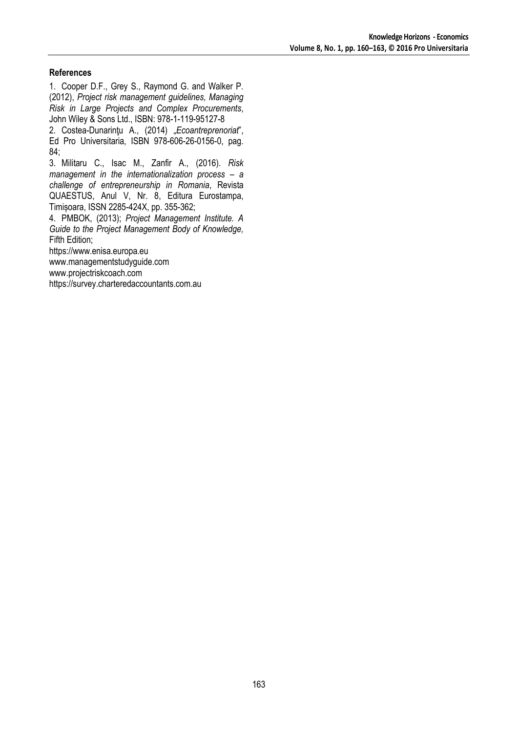**References**

1. Cooper D.F., Grey S., Raymond G. and Walker P. (2012), *Project risk management guidelines, Managing Risk in Large Projects and Complex Procurements*, John Wiley & Sons Ltd., ISBN: 978-1-119-95127-8
2. Costea-Dunarinţu A., (2014) „*Ecoantreprenoriat*", Ed Pro Universitaria, ISBN 978-606-26-0156-0, pag. 84;
3. Militaru C., Isac M., Zanfir A., (2016). *Risk management in the internationalization process – a challenge of entrepreneurship in Romania*, Revista QUAESTUS, Anul V, Nr. 8, Editura Eurostampa, Timișoara, ISSN 2285-424X, pp. 355-362;
4. PMBOK, (2013); *Project Management Institute. A Guide to the Project Management Body of Knowledge,* Fifth Edition;

https://www.enisa.europa.eu
www.managementstudyguide.com
www.projectriskcoach.com
https://survey.charteredaccountants.com.au